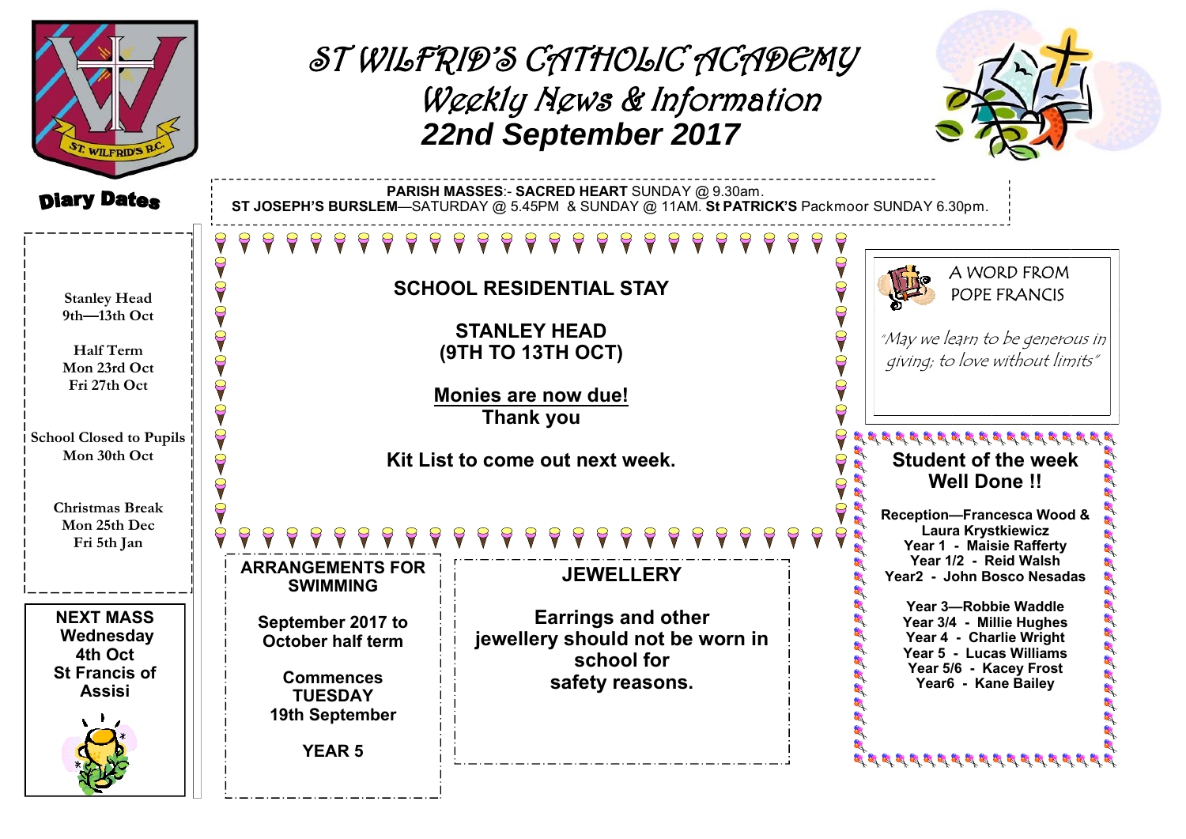# ST WILFRID'S CATHOLIC ACADEMY

## Weekly News & Information

## 22nd September 2017

**PARISH MASSES**:- **SACRED HEART** SUNDAY @ 9.30am.
**ST JOSEPH'S BURSLEM**—SATURDAY @ 5.45PM & SUNDAY @ 11AM. **St PATRICK'S** Packmoor SUNDAY 6.30pm.

## Diary Dates

Stanley Head
9th—13th Oct

Half Term
Mon 23rd Oct
Fri 27th Oct

School Closed to Pupils
Mon 30th Oct

Christmas Break
Mon 25th Dec
Fri 5th Jan

**NEXT MASS**
**Wednesday**
**4th Oct**
**St Francis of Assisi**

## SCHOOL RESIDENTIAL STAY

**STANLEY HEAD**
**(9TH TO 13TH OCT)**

**Monies are now due!**
**Thank you**

**Kit List to come out next week.**

## ARRANGEMENTS FOR SWIMMING

**September 2017 to October half term**

**Commences TUESDAY 19th September**

**YEAR 5**

## JEWELLERY

**Earrings and other jewellery should not be worn in school for safety reasons.**

## A WORD FROM POPE FRANCIS

*"May we learn to be generous in giving; to love without limits"*

## Student of the week
## Well Done !!

**Reception—Francesca Wood & Laura Krystkiewicz**
**Year 1 - Maisie Rafferty**
**Year 1/2 - Reid Walsh**
**Year2 - John Bosco Nesadas**

**Year 3—Robbie Waddle**
**Year 3/4 - Millie Hughes**
**Year 4 - Charlie Wright**
**Year 5 - Lucas Williams**
**Year 5/6 - Kacey Frost**
**Year6 - Kane Bailey**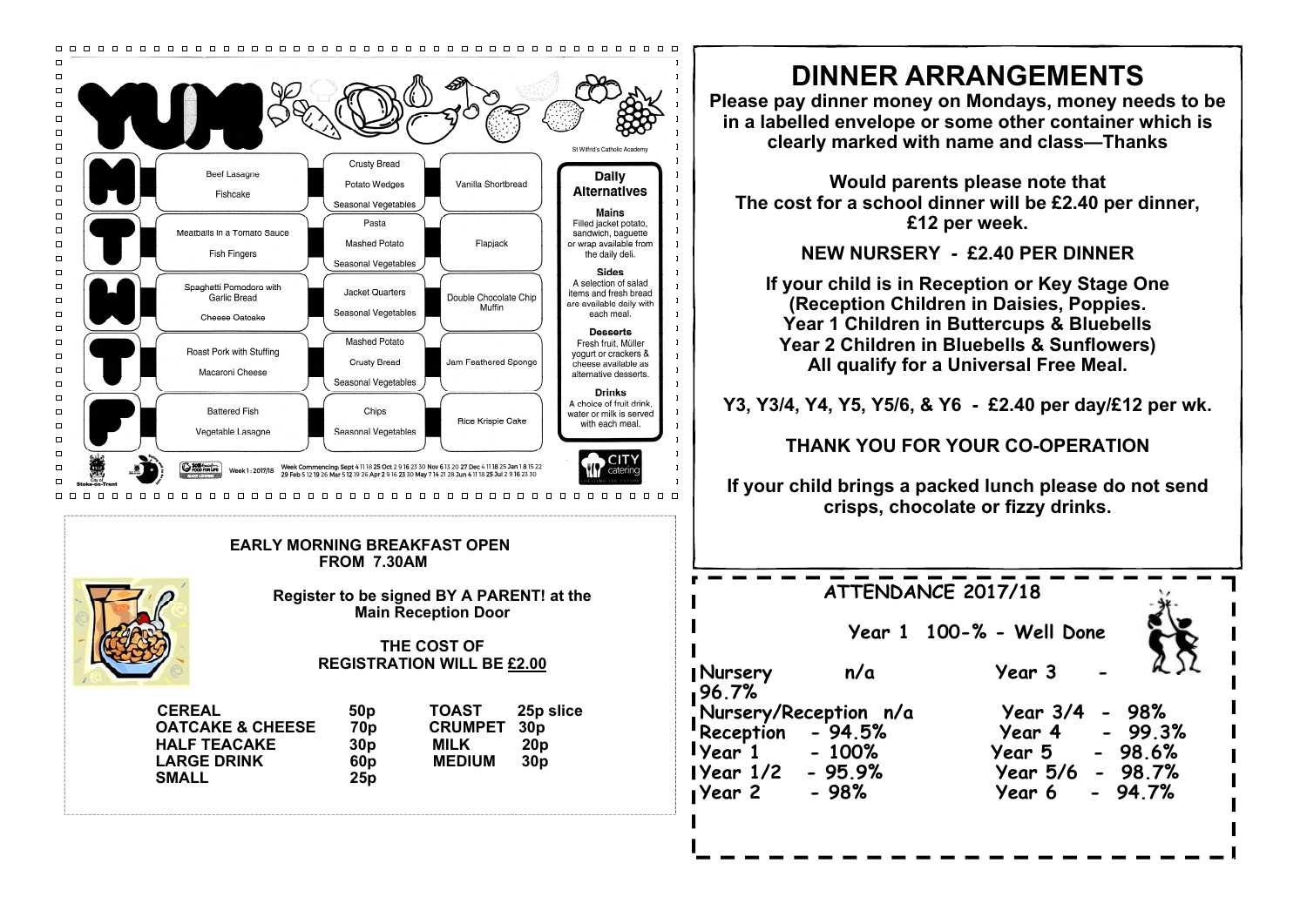# YUM

St Wilfrid's Catholic Academy

| | | | |
|---|---|---|---|
| **M** | Beef Lasagne<br>Fishcake | Crusty Bread<br>Potato Wedges<br>Seasonal Vegetables | Vanilla Shortbread |
| **T** | Meatballs in a Tomato Sauce<br>Fish Fingers | Pasta<br>Mashed Potato<br>Seasonal Vegetables | Flapjack |
| **W** | Spaghetti Pomodoro with Garlic Bread<br>Cheese Oatcake | Jacket Quarters<br>Seasonal Vegetables | Double Chocolate Chip Muffin |
| **T** | Roast Pork with Stuffing<br>Macaroni Cheese | Mashed Potato<br>Crusty Bread<br>Seasonal Vegetables | Jam Feathered Sponge |
| **F** | Battered Fish<br>Vegetable Lasagne | Chips<br>Seasonal Vegetables | Rice Krispie Cake |

**Daily Alternatives**

**Mains**
Filled jacket potato, sandwich, baguette or wrap available from the daily deli.

**Sides**
A selection of salad items and fresh bread are available daily with each meal.

**Desserts**
Fresh fruit, Müller yogurt or crackers & cheese available as alternative desserts.

**Drinks**
A choice of fruit drink, water or milk is served with each meal.

Week 1 : 2017/18 Week Commencing: Sept 4 11 18 25 Oct 2 9 16 23 30 Nov 6 13 20 27 Dec 4 11 18 25 Jan 1 8 15 22 29 Feb 5 12 19 26 Mar 5 12 19 26 Apr 2 9 16 23 30 May 7 14 21 28 Jun 4 11 18 25 Jul 2 9 16 23 30

City catering

**EARLY MORNING BREAKFAST OPEN FROM 7.30AM**

**Register to be signed BY A PARENT! at the Main Reception Door**

**THE COST OF REGISTRATION WILL BE £2.00**

| | | | |
|---|---|---|---|
| **CEREAL** | **50p** | **TOAST** | **25p slice** |
| **OATCAKE & CHEESE** | **70p** | **CRUMPET** | **30p** |
| **HALF TEACAKE** | **30p** | **MILK** | **20p** |
| **LARGE DRINK** | **60p** | **MEDIUM** | **30p** |
| **SMALL** | **25p** | | |

# DINNER ARRANGEMENTS

**Please pay dinner money on Mondays, money needs to be in a labelled envelope or some other container which is clearly marked with name and class—Thanks**

**Would parents please note that The cost for a school dinner will be £2.40 per dinner, £12 per week.**

**NEW NURSERY - £2.40 PER DINNER**

**If your child is in Reception or Key Stage One (Reception Children in Daisies, Poppies. Year 1 Children in Buttercups & Bluebells Year 2 Children in Bluebells & Sunflowers) All qualify for a Universal Free Meal.**

**Y3, Y3/4, Y4, Y5, Y5/6, & Y6 - £2.40 per day/£12 per wk.**

**THANK YOU FOR YOUR CO-OPERATION**

**If your child brings a packed lunch please do not send crisps, chocolate or fizzy drinks.**

## ATTENDANCE 2017/18

**Year 1 100-% - Well Done**

| | | | |
|---|---|---|---|
| Nursery | n/a | Year 3 | - 96.7% |
| Nursery/Reception | n/a | Year 3/4 | - 98% |
| Reception | - 94.5% | Year 4 | - 99.3% |
| Year 1 | - 100% | Year 5 | - 98.6% |
| Year 1/2 | - 95.9% | Year 5/6 | - 98.7% |
| Year 2 | - 98% | Year 6 | - 94.7% |